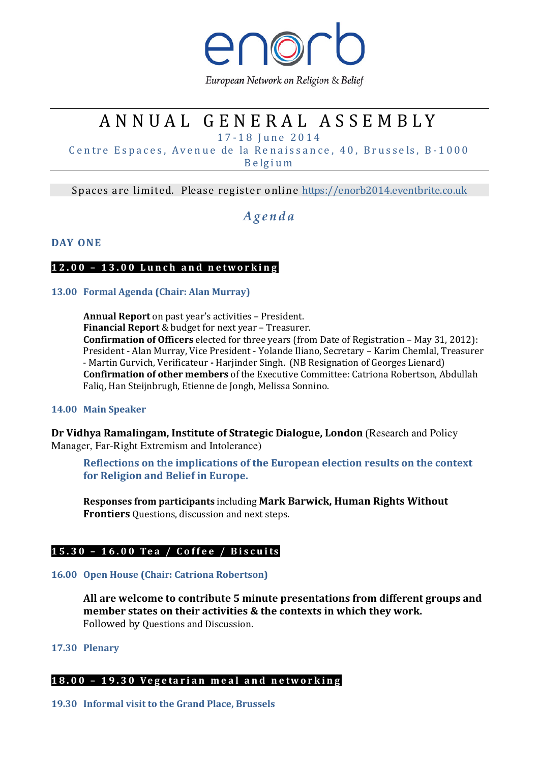enorb

European Network on Religion & Belief

# ANNUAL GENERAL ASSEMBLY

17-18 June 2014

Centre Espaces, Avenue de la Renaissance, 40, Brussels, B-1000 Belgium

Spaces are limited. Please register online https://enorb2014.eventbrite.co.uk

## *Agenda*

### DAY ONE

**12.00 – 13.00 Lunch and networking**

**13.00 Formal Agenda (Chair: Alan Murray)**

**Annual Report** on past year's activities – President.
**Financial Report** & budget for next year – Treasurer.
**Confirmation of Officers** elected for three years (from Date of Registration – May 31, 2012): President - Alan Murray, Vice President - Yolande Iliano, Secretary – Karim Chemlal, Treasurer - Martin Gurvich, Verificateur - Harjinder Singh. (NB Resignation of Georges Lienard)
**Confirmation of other members** of the Executive Committee: Catriona Robertson, Abdullah Faliq, Han Steijnbrugh, Etienne de Jongh, Melissa Sonnino.

**14.00 Main Speaker**

**Dr Vidhya Ramalingam, Institute of Strategic Dialogue, London** (Research and Policy Manager, Far-Right Extremism and Intolerance)

**Reflections on the implications of the European election results on the context for Religion and Belief in Europe.**

**Responses from participants** including **Mark Barwick, Human Rights Without Frontiers** Questions, discussion and next steps.

**15.30 – 16.00 Tea / Coffee / Biscuits**

**16.00 Open House (Chair: Catriona Robertson)**

**All are welcome to contribute 5 minute presentations from different groups and member states on their activities & the contexts in which they work.**
Followed by Questions and Discussion.

**17.30 Plenary**

**18.00 – 19.30 Vegetarian meal and networking**

**19.30 Informal visit to the Grand Place, Brussels**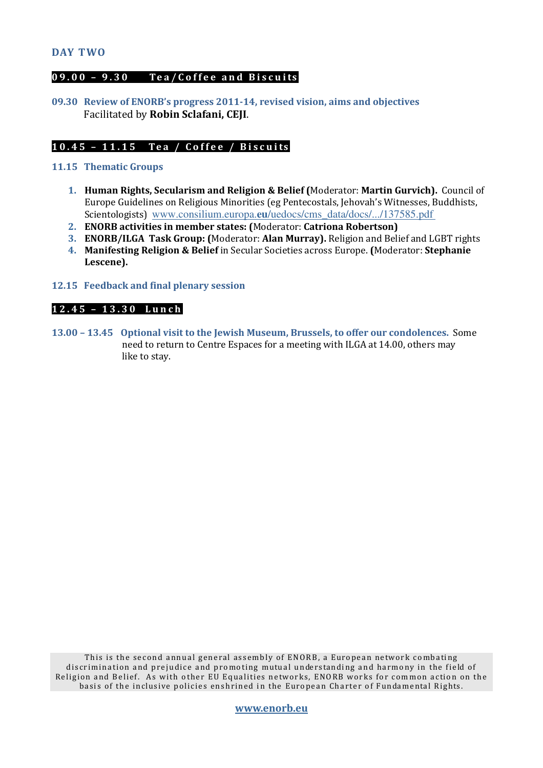## DAY TWO

**09.00 – 9.30 Tea/Coffee and Biscuits**

**09.30 Review of ENORB's progress 2011-14, revised vision, aims and objectives**
Facilitated by **Robin Sclafani, CEJI**.

**10.45 – 11.15 Tea / Coffee / Biscuits**

**11.15 Thematic Groups**

1. **Human Rights, Secularism and Religion & Belief (**Moderator: **Martin Gurvich).** Council of Europe Guidelines on Religious Minorities (eg Pentecostals, Jehovah's Witnesses, Buddhists, Scientologists) www.consilium.europa.**eu**/uedocs/cms_data/docs/.../137585.pdf
2. **ENORB activities in member states: (**Moderator: **Catriona Robertson)**
3. **ENORB/ILGA Task Group: (**Moderator: **Alan Murray).** Religion and Belief and LGBT rights
4. **Manifesting Religion & Belief** in Secular Societies across Europe. **(**Moderator: **Stephanie Lescene).**

**12.15 Feedback and final plenary session**

**12.45 – 13.30 Lunch**

**13.00 – 13.45 Optional visit to the Jewish Museum, Brussels, to offer our condolences.** Some need to return to Centre Espaces for a meeting with ILGA at 14.00, others may like to stay.

This is the second annual general assembly of ENORB, a European network combating discrimination and prejudice and promoting mutual understanding and harmony in the field of Religion and Belief. As with other EU Equalities networks, ENORB works for common action on the basis of the inclusive policies enshrined in the European Charter of Fundamental Rights.

**www.enorb.eu**